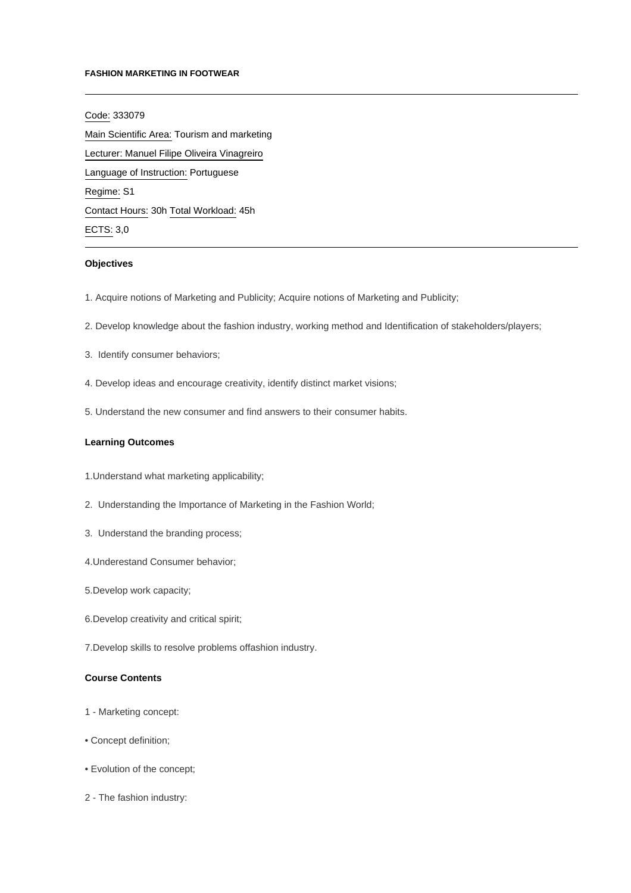**FASHION MARKETING IN FOOTWEAR**

---

Code: 333079

Main Scientific Area: Tourism and marketing

Lecturer: Manuel Filipe Oliveira Vinagreiro

Language of Instruction: Portuguese

Regime: S1

Contact Hours: 30h Total Workload: 45h

ECTS: 3,0

---

**Objectives**

1. Acquire notions of Marketing and Publicity; Acquire notions of Marketing and Publicity;

2. Develop knowledge about the fashion industry, working method and Identification of stakeholders/players;

3. Identify consumer behaviors;

4. Develop ideas and encourage creativity, identify distinct market visions;

5. Understand the new consumer and find answers to their consumer habits.

**Learning Outcomes**

1.Understand what marketing applicability;

2. Understanding the Importance of Marketing in the Fashion World;

3. Understand the branding process;

4.Underestand Consumer behavior;

5.Develop work capacity;

6.Develop creativity and critical spirit;

7.Develop skills to resolve problems offashion industry.

**Course Contents**

1 - Marketing concept:

• Concept definition;

• Evolution of the concept;

2 - The fashion industry: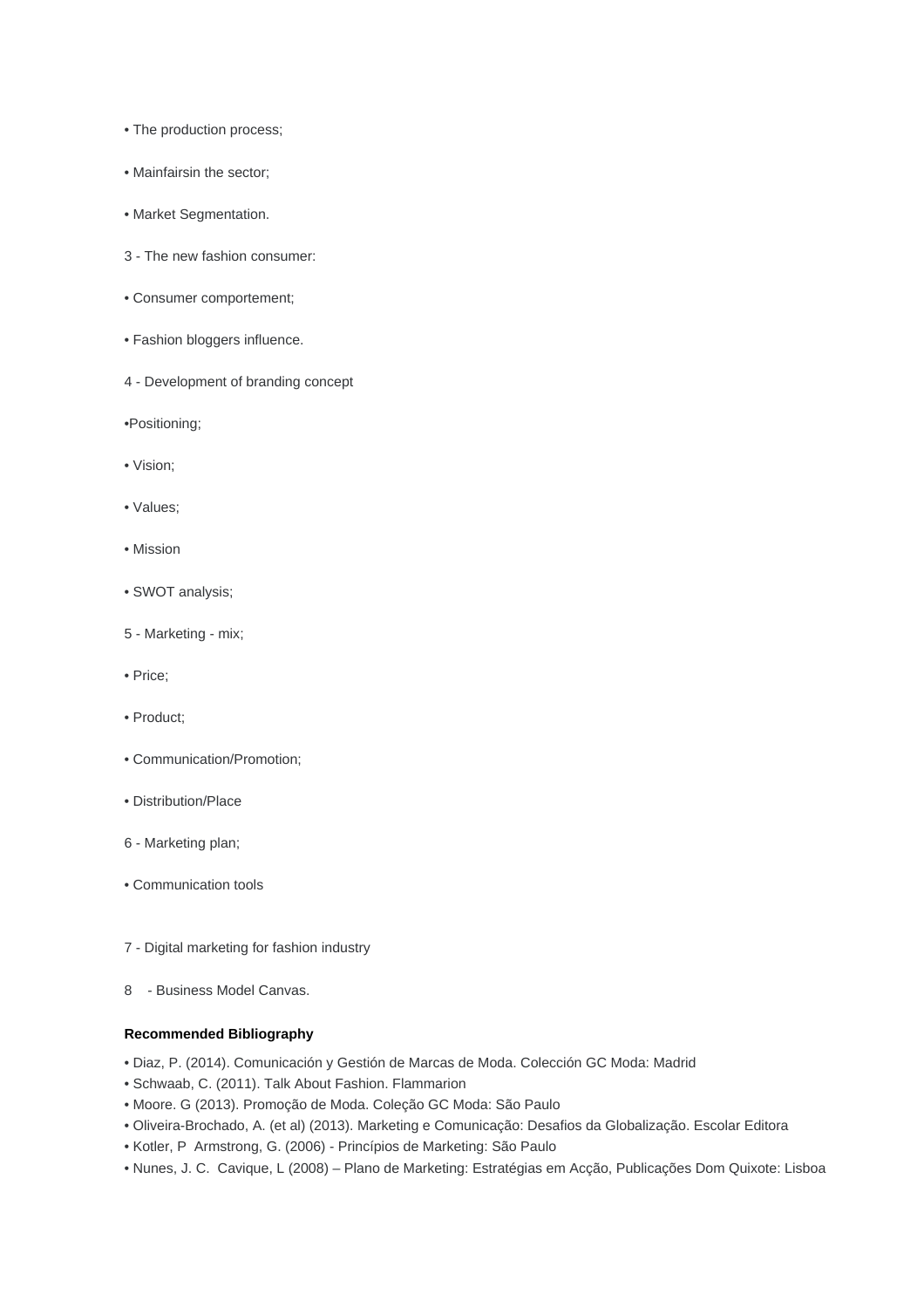• The production process;

• Mainfairsin the sector;

• Market Segmentation.

3 - The new fashion consumer:

• Consumer comportement;

• Fashion bloggers influence.

4 - Development of branding concept

•Positioning;

• Vision;

• Values;

• Mission

• SWOT analysis;

5 - Marketing - mix;

• Price;

• Product;

• Communication/Promotion;

• Distribution/Place

6 - Marketing plan;

• Communication tools

7 - Digital marketing for fashion industry

8 - Business Model Canvas.

**Recommended Bibliography**

• Diaz, P. (2014). Comunicación y Gestión de Marcas de Moda. Colección GC Moda: Madrid
• Schwaab, C. (2011). Talk About Fashion. Flammarion
• Moore. G (2013). Promoção de Moda. Coleção GC Moda: São Paulo
• Oliveira-Brochado, A. (et al) (2013). Marketing e Comunicação: Desafios da Globalização. Escolar Editora
• Kotler, P Armstrong, G. (2006) - Princípios de Marketing: São Paulo
• Nunes, J. C. Cavique, L (2008) – Plano de Marketing: Estratégias em Acção, Publicações Dom Quixote: Lisboa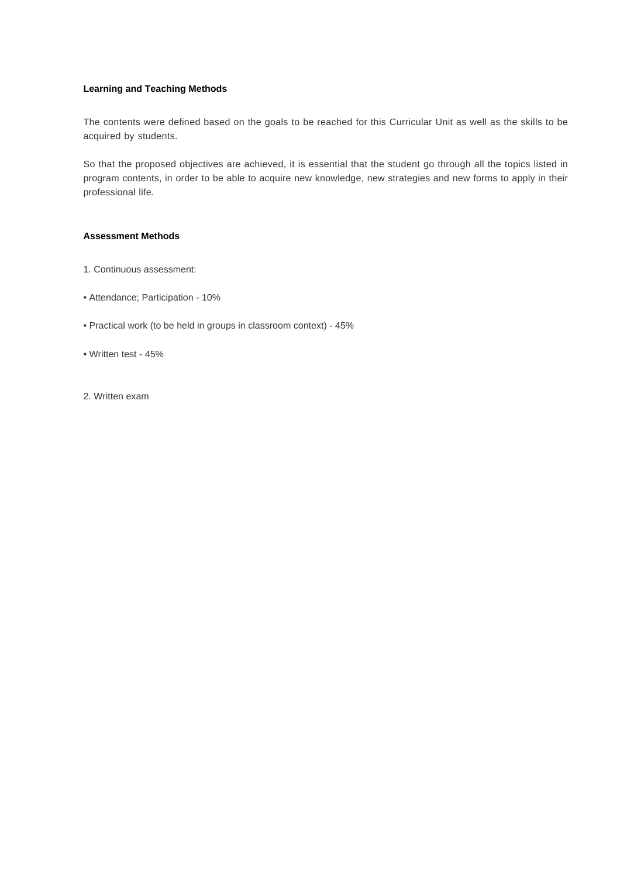### Learning and Teaching Methods

The contents were defined based on the goals to be reached for this Curricular Unit as well as the skills to be acquired by students.

So that the proposed objectives are achieved, it is essential that the student go through all the topics listed in program contents, in order to be able to acquire new knowledge, new strategies and new forms to apply in their professional life.

### Assessment Methods

1. Continuous assessment:

• Attendance; Participation - 10%

• Practical work (to be held in groups in classroom context) - 45%

• Written test - 45%

2. Written exam